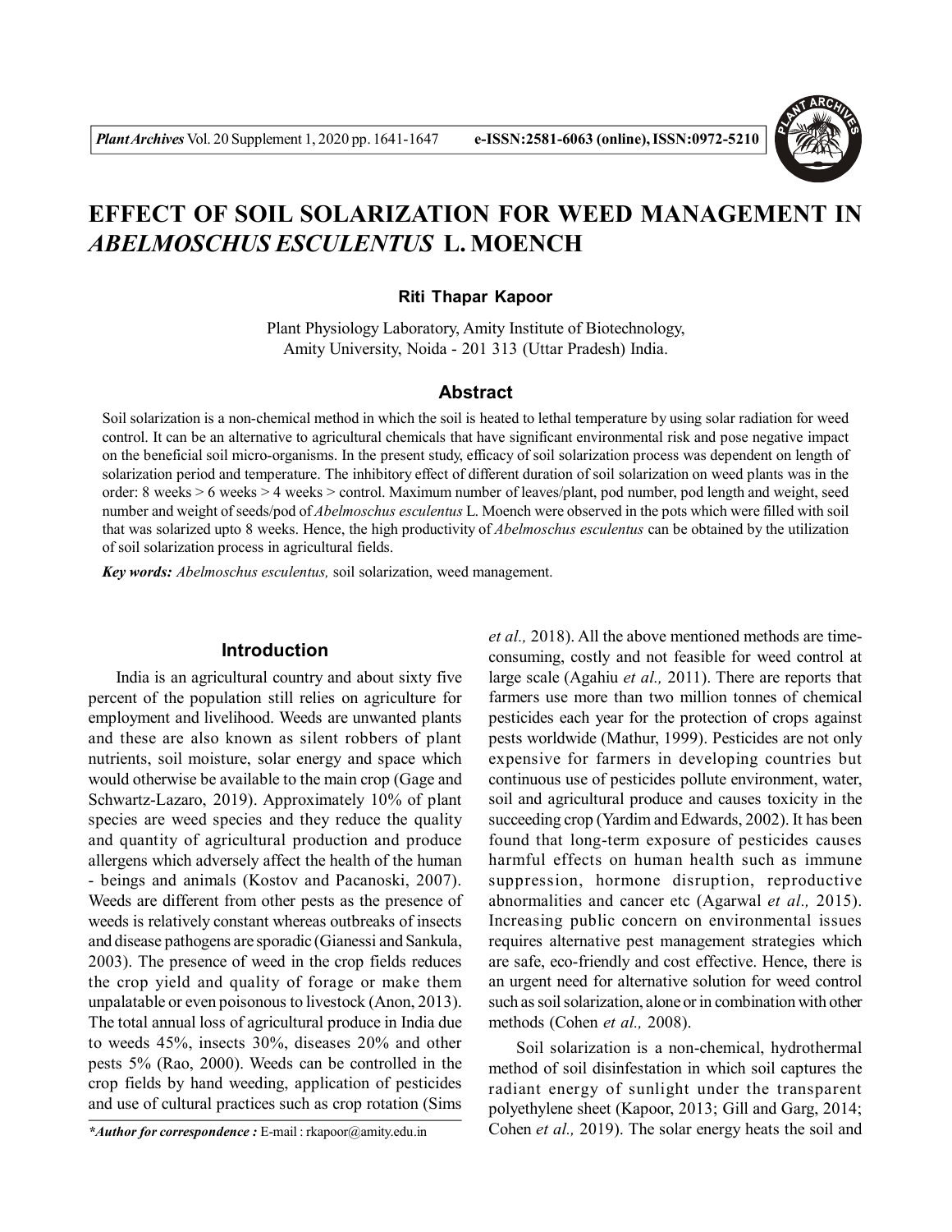# EFFECT OF SOIL SOLARIZATION FOR WEED MANAGEMENT IN *ABELMOSCHUS ESCULENTUS* L. MOENCH

**Riti Thapar Kapoor**

Plant Physiology Laboratory, Amity Institute of Biotechnology, Amity University, Noida - 201 313 (Uttar Pradesh) India.

## Abstract

Soil solarization is a non-chemical method in which the soil is heated to lethal temperature by using solar radiation for weed control. It can be an alternative to agricultural chemicals that have significant environmental risk and pose negative impact on the beneficial soil micro-organisms. In the present study, efficacy of soil solarization process was dependent on length of solarization period and temperature. The inhibitory effect of different duration of soil solarization on weed plants was in the order: 8 weeks > 6 weeks > 4 weeks > control. Maximum number of leaves/plant, pod number, pod length and weight, seed number and weight of seeds/pod of *Abelmoschus esculentus* L. Moench were observed in the pots which were filled with soil that was solarized upto 8 weeks. Hence, the high productivity of *Abelmoschus esculentus* can be obtained by the utilization of soil solarization process in agricultural fields.

***Key words:*** *Abelmoschus esculentus,* soil solarization, weed management.

## Introduction

India is an agricultural country and about sixty five percent of the population still relies on agriculture for employment and livelihood. Weeds are unwanted plants and these are also known as silent robbers of plant nutrients, soil moisture, solar energy and space which would otherwise be available to the main crop (Gage and Schwartz-Lazaro, 2019). Approximately 10% of plant species are weed species and they reduce the quality and quantity of agricultural production and produce allergens which adversely affect the health of the human - beings and animals (Kostov and Pacanoski, 2007). Weeds are different from other pests as the presence of weeds is relatively constant whereas outbreaks of insects and disease pathogens are sporadic (Gianessi and Sankula, 2003). The presence of weed in the crop fields reduces the crop yield and quality of forage or make them unpalatable or even poisonous to livestock (Anon, 2013). The total annual loss of agricultural produce in India due to weeds 45%, insects 30%, diseases 20% and other pests 5% (Rao, 2000). Weeds can be controlled in the crop fields by hand weeding, application of pesticides and use of cultural practices such as crop rotation (Sims *et al.,* 2018). All the above mentioned methods are time-consuming, costly and not feasible for weed control at large scale (Agahiu *et al.,* 2011). There are reports that farmers use more than two million tonnes of chemical pesticides each year for the protection of crops against pests worldwide (Mathur, 1999). Pesticides are not only expensive for farmers in developing countries but continuous use of pesticides pollute environment, water, soil and agricultural produce and causes toxicity in the succeeding crop (Yardim and Edwards, 2002). It has been found that long-term exposure of pesticides causes harmful effects on human health such as immune suppression, hormone disruption, reproductive abnormalities and cancer etc (Agarwal *et al.,* 2015). Increasing public concern on environmental issues requires alternative pest management strategies which are safe, eco-friendly and cost effective. Hence, there is an urgent need for alternative solution for weed control such as soil solarization, alone or in combination with other methods (Cohen *et al.,* 2008).

Soil solarization is a non-chemical, hydrothermal method of soil disinfestation in which soil captures the radiant energy of sunlight under the transparent polyethylene sheet (Kapoor, 2013; Gill and Garg, 2014; Cohen *et al.,* 2019). The solar energy heats the soil and

---

****Author for correspondence :*** E-mail : rkapoor@amity.edu.in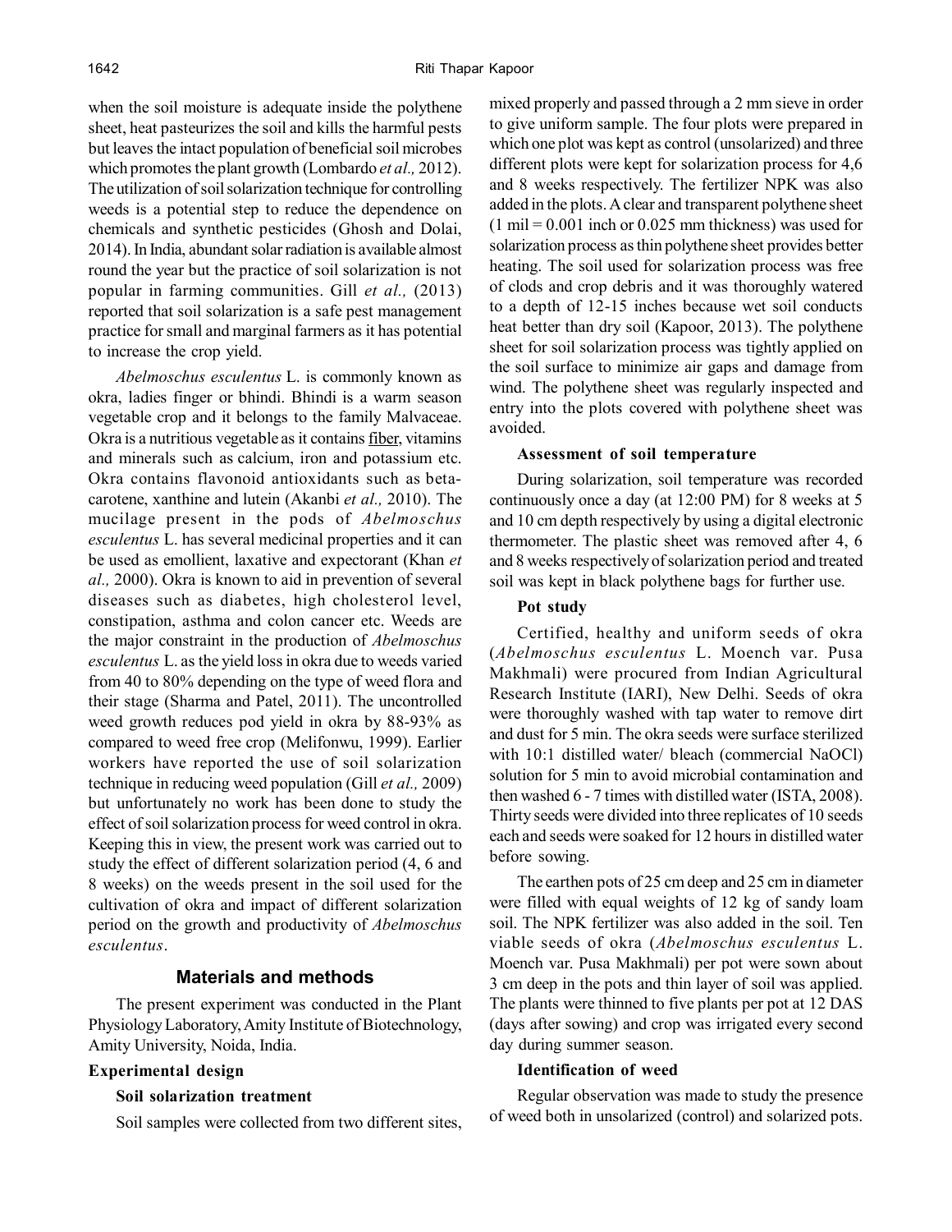when the soil moisture is adequate inside the polythene sheet, heat pasteurizes the soil and kills the harmful pests but leaves the intact population of beneficial soil microbes which promotes the plant growth (Lombardo *et al.,* 2012). The utilization of soil solarization technique for controlling weeds is a potential step to reduce the dependence on chemicals and synthetic pesticides (Ghosh and Dolai, 2014). In India, abundant solar radiation is available almost round the year but the practice of soil solarization is not popular in farming communities. Gill *et al.,* (2013) reported that soil solarization is a safe pest management practice for small and marginal farmers as it has potential to increase the crop yield.

*Abelmoschus esculentus* L. is commonly known as okra, ladies finger or bhindi. Bhindi is a warm season vegetable crop and it belongs to the family Malvaceae. Okra is a nutritious vegetable as it contains fiber, vitamins and minerals such as calcium, iron and potassium etc. Okra contains flavonoid antioxidants such as beta-carotene, xanthine and lutein (Akanbi *et al.,* 2010). The mucilage present in the pods of *Abelmoschus esculentus* L. has several medicinal properties and it can be used as emollient, laxative and expectorant (Khan *et al.,* 2000). Okra is known to aid in prevention of several diseases such as diabetes, high cholesterol level, constipation, asthma and colon cancer etc. Weeds are the major constraint in the production of *Abelmoschus esculentus* L. as the yield loss in okra due to weeds varied from 40 to 80% depending on the type of weed flora and their stage (Sharma and Patel, 2011). The uncontrolled weed growth reduces pod yield in okra by 88-93% as compared to weed free crop (Melifonwu, 1999). Earlier workers have reported the use of soil solarization technique in reducing weed population (Gill *et al.,* 2009) but unfortunately no work has been done to study the effect of soil solarization process for weed control in okra. Keeping this in view, the present work was carried out to study the effect of different solarization period (4, 6 and 8 weeks) on the weeds present in the soil used for the cultivation of okra and impact of different solarization period on the growth and productivity of *Abelmoschus esculentus*.

## Materials and methods

The present experiment was conducted in the Plant Physiology Laboratory, Amity Institute of Biotechnology, Amity University, Noida, India.

### Experimental design

#### Soil solarization treatment

Soil samples were collected from two different sites, mixed properly and passed through a 2 mm sieve in order to give uniform sample. The four plots were prepared in which one plot was kept as control (unsolarized) and three different plots were kept for solarization process for 4,6 and 8 weeks respectively. The fertilizer NPK was also added in the plots. A clear and transparent polythene sheet (1 mil = 0.001 inch or 0.025 mm thickness) was used for solarization process as thin polythene sheet provides better heating. The soil used for solarization process was free of clods and crop debris and it was thoroughly watered to a depth of 12-15 inches because wet soil conducts heat better than dry soil (Kapoor, 2013). The polythene sheet for soil solarization process was tightly applied on the soil surface to minimize air gaps and damage from wind. The polythene sheet was regularly inspected and entry into the plots covered with polythene sheet was avoided.

#### Assessment of soil temperature

During solarization, soil temperature was recorded continuously once a day (at 12:00 PM) for 8 weeks at 5 and 10 cm depth respectively by using a digital electronic thermometer. The plastic sheet was removed after 4, 6 and 8 weeks respectively of solarization period and treated soil was kept in black polythene bags for further use.

#### Pot study

Certified, healthy and uniform seeds of okra (*Abelmoschus esculentus* L. Moench var. Pusa Makhmali) were procured from Indian Agricultural Research Institute (IARI), New Delhi. Seeds of okra were thoroughly washed with tap water to remove dirt and dust for 5 min. The okra seeds were surface sterilized with 10:1 distilled water/ bleach (commercial NaOCl) solution for 5 min to avoid microbial contamination and then washed 6 - 7 times with distilled water (ISTA, 2008). Thirty seeds were divided into three replicates of 10 seeds each and seeds were soaked for 12 hours in distilled water before sowing.

The earthen pots of 25 cm deep and 25 cm in diameter were filled with equal weights of 12 kg of sandy loam soil. The NPK fertilizer was also added in the soil. Ten viable seeds of okra (*Abelmoschus esculentus* L. Moench var. Pusa Makhmali) per pot were sown about 3 cm deep in the pots and thin layer of soil was applied. The plants were thinned to five plants per pot at 12 DAS (days after sowing) and crop was irrigated every second day during summer season.

#### Identification of weed

Regular observation was made to study the presence of weed both in unsolarized (control) and solarized pots.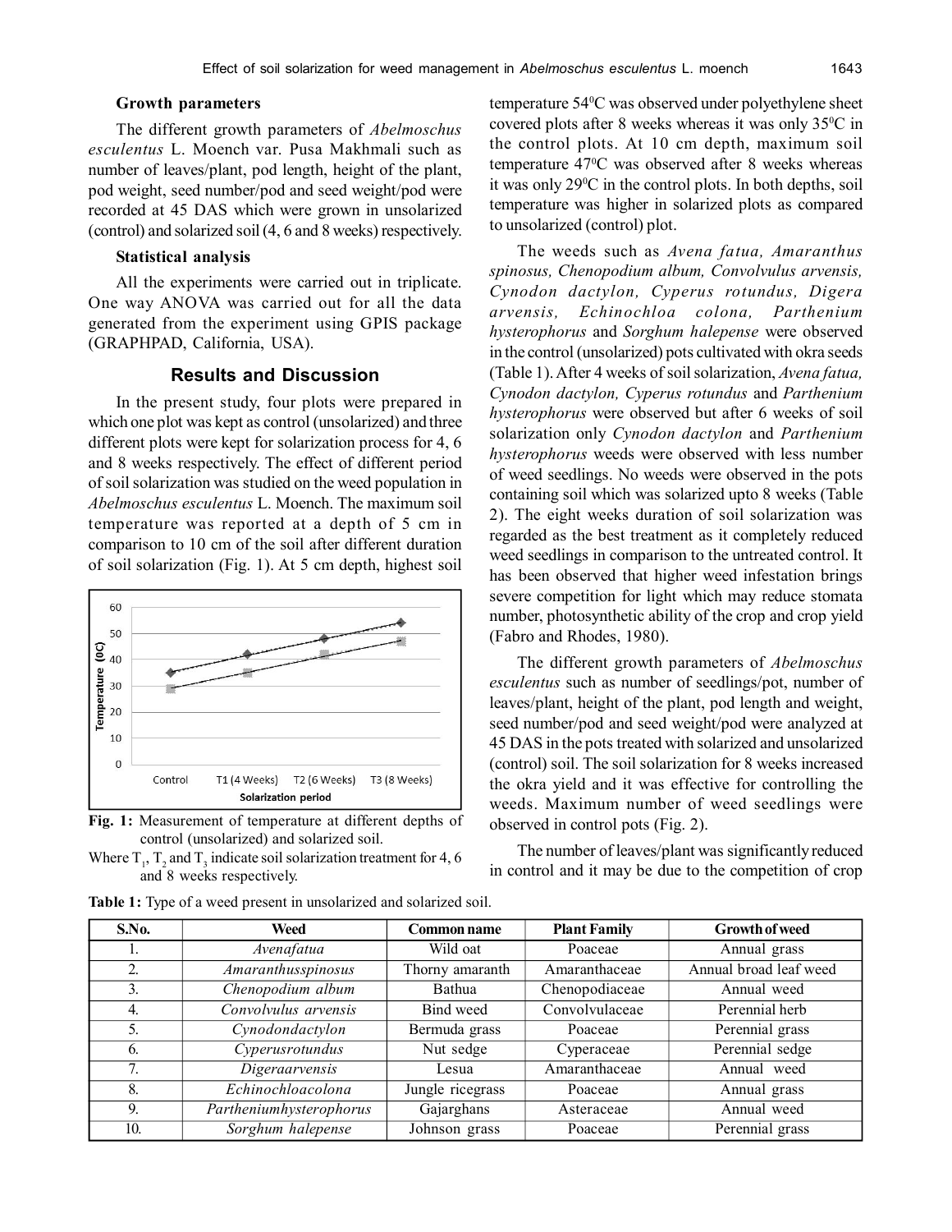### Growth parameters

The different growth parameters of *Abelmoschus esculentus* L. Moench var. Pusa Makhmali such as number of leaves/plant, pod length, height of the plant, pod weight, seed number/pod and seed weight/pod were recorded at 45 DAS which were grown in unsolarized (control) and solarized soil (4, 6 and 8 weeks) respectively.

### Statistical analysis

All the experiments were carried out in triplicate. One way ANOVA was carried out for all the data generated from the experiment using GPIS package (GRAPHPAD, California, USA).

## Results and Discussion

In the present study, four plots were prepared in which one plot was kept as control (unsolarized) and three different plots were kept for solarization process for 4, 6 and 8 weeks respectively. The effect of different period of soil solarization was studied on the weed population in *Abelmoschus esculentus* L. Moench. The maximum soil temperature was reported at a depth of 5 cm in comparison to 10 cm of the soil after different duration of soil solarization (Fig. 1). At 5 cm depth, highest soil temperature 54°C was observed under polyethylene sheet covered plots after 8 weeks whereas it was only 35°C in the control plots. At 10 cm depth, maximum soil temperature 47°C was observed after 8 weeks whereas it was only 29°C in the control plots. In both depths, soil temperature was higher in solarized plots as compared to unsolarized (control) plot.

**Fig. 1:** Measurement of temperature at different depths of control (unsolarized) and solarized soil.

Where $T_1$, $T_2$ and $T_3$ indicate soil solarization treatment for 4, 6 and 8 weeks respectively.

The weeds such as *Avena fatua, Amaranthus spinosus, Chenopodium album, Convolvulus arvensis, Cynodon dactylon, Cyperus rotundus, Digera arvensis, Echinochloa colona, Parthenium hysterophorus* and *Sorghum halepense* were observed in the control (unsolarized) pots cultivated with okra seeds (Table 1). After 4 weeks of soil solarization, *Avena fatua, Cynodon dactylon, Cyperus rotundus* and *Parthenium hysterophorus* were observed but after 6 weeks of soil solarization only *Cynodon dactylon* and *Parthenium hysterophorus* weeds were observed with less number of weed seedlings. No weeds were observed in the pots containing soil which was solarized upto 8 weeks (Table 2). The eight weeks duration of soil solarization was regarded as the best treatment as it completely reduced weed seedlings in comparison to the untreated control. It has been observed that higher weed infestation brings severe competition for light which may reduce stomata number, photosynthetic ability of the crop and crop yield (Fabro and Rhodes, 1980).

The different growth parameters of *Abelmoschus esculentus* such as number of seedlings/pot, number of leaves/plant, height of the plant, pod length and weight, seed number/pod and seed weight/pod were analyzed at 45 DAS in the pots treated with solarized and unsolarized (control) soil. The soil solarization for 8 weeks increased the okra yield and it was effective for controlling the weeds. Maximum number of weed seedlings were observed in control pots (Fig. 2).

The number of leaves/plant was significantly reduced in control and it may be due to the competition of crop

**Table 1:** Type of a weed present in unsolarized and solarized soil.

| S.No. | Weed | Common name | Plant Family | Growth of weed |
|---|---|---|---|---|
| 1. | *Avenafatua* | Wild oat | Poaceae | Annual grass |
| 2. | *Amaranthusspinosus* | Thorny amaranth | Amaranthaceae | Annual broad leaf weed |
| 3. | *Chenopodium album* | Bathua | Chenopodiaceae | Annual weed |
| 4. | *Convolvulus arvensis* | Bind weed | Convolvulaceae | Perennial herb |
| 5. | *Cynodondactylon* | Bermuda grass | Poaceae | Perennial grass |
| 6. | *Cyperusrotundus* | Nut sedge | Cyperaceae | Perennial sedge |
| 7. | *Digeraarvensis* | Lesua | Amaranthaceae | Annual weed |
| 8. | *Echinochloacolona* | Jungle ricegrass | Poaceae | Annual grass |
| 9. | *Partheniumhysterophorus* | Gajarghans | Asteraceae | Annual weed |
| 10. | *Sorghum halepense* | Johnson grass | Poaceae | Perennial grass |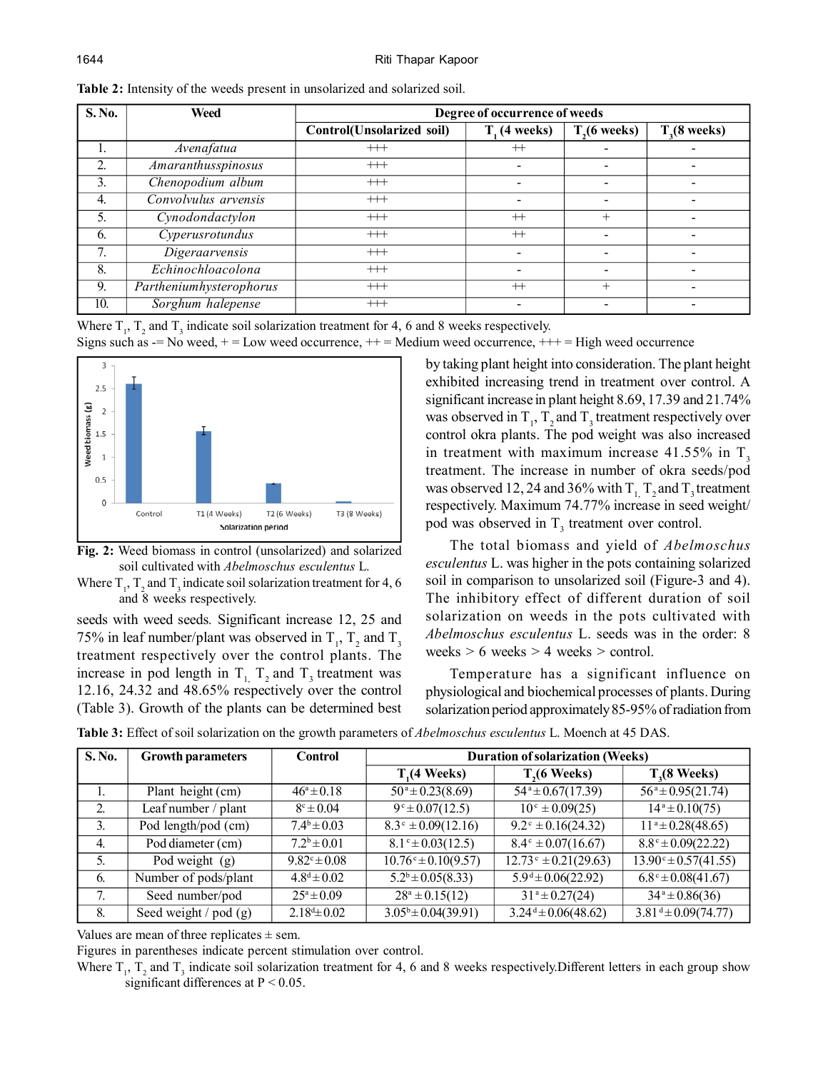**Table 2:** Intensity of the weeds present in unsolarized and solarized soil.

| S. No. | Weed | Degree of occurrence of weeds | | | |
|---|---|---|---|---|---|
| | | Control(Unsolarized soil) | $T_1$ (4 weeks) | $T_2$(6 weeks) | $T_3$(8 weeks) |
| 1. | *Avenafatua* | +++ | ++ | - | - |
| 2. | *Amaranthusspinosus* | +++ | - | - | - |
| 3. | *Chenopodium album* | +++ | - | - | - |
| 4. | *Convolvulus arvensis* | +++ | - | - | - |
| 5. | *Cynodondactylon* | +++ | ++ | + | - |
| 6. | *Cyperusrotundus* | +++ | ++ | - | - |
| 7. | *Digeraarvensis* | +++ | - | - | - |
| 8. | *Echinochloacolona* | +++ | - | - | - |
| 9. | *Partheniumhysterophorus* | +++ | ++ | + | - |
| 10. | *Sorghum halepense* | +++ | - | - | - |

Where $T_1$, $T_2$ and $T_3$ indicate soil solarization treatment for 4, 6 and 8 weeks respectively.
Signs such as -= No weed, + = Low weed occurrence, ++ = Medium weed occurrence, +++ = High weed occurrence

**Fig. 2:** Weed biomass in control (unsolarized) and solarized soil cultivated with *Abelmoschus esculentus* L.
Where $T_1$, $T_2$ and $T_3$ indicate soil solarization treatment for 4, 6 and 8 weeks respectively.

seeds with weed seeds. Significant increase 12, 25 and 75% in leaf number/plant was observed in $T_1$, $T_2$ and $T_3$ treatment respectively over the control plants. The increase in pod length in $T_1$, $T_2$ and $T_3$ treatment was 12.16, 24.32 and 48.65% respectively over the control (Table 3). Growth of the plants can be determined best by taking plant height into consideration. The plant height exhibited increasing trend in treatment over control. A significant increase in plant height 8.69, 17.39 and 21.74% was observed in $T_1$, $T_2$ and $T_3$ treatment respectively over control okra plants. The pod weight was also increased in treatment with maximum increase 41.55% in $T_3$ treatment. The increase in number of okra seeds/pod was observed 12, 24 and 36% with $T_1$, $T_2$ and $T_3$ treatment respectively. Maximum 74.77% increase in seed weight/ pod was observed in $T_3$ treatment over control.

The total biomass and yield of *Abelmoschus esculentus* L. was higher in the pots containing solarized soil in comparison to unsolarized soil (Figure-3 and 4). The inhibitory effect of different duration of soil solarization on weeds in the pots cultivated with *Abelmoschus esculentus* L. seeds was in the order: 8 weeks > 6 weeks > 4 weeks > control.

Temperature has a significant influence on physiological and biochemical processes of plants. During solarization period approximately 85-95% of radiation from

**Table 3:** Effect of soil solarization on the growth parameters of *Abelmoschus esculentus* L. Moench at 45 DAS.

| S. No. | Growth parameters | Control | Duration of solarization (Weeks) | | |
|---|---|---|---|---|---|
| | | | $T_1$(4 Weeks) | $T_2$(6 Weeks) | $T_3$(8 Weeks) |
| 1. | Plant height (cm) | $46^a \pm 0.18$ | $50^a \pm 0.23$(8.69) | $54^a \pm 0.67$(17.39) | $56^a \pm 0.95$(21.74) |
| 2. | Leaf number / plant | $8^c \pm 0.04$ | $9^c \pm 0.07$(12.5) | $10^c \pm 0.09$(25) | $14^a \pm 0.10$(75) |
| 3. | Pod length/pod (cm) | $7.4^b \pm 0.03$ | $8.3^c \pm 0.09$(12.16) | $9.2^c \pm 0.16$(24.32) | $11^a \pm 0.28$(48.65) |
| 4. | Pod diameter (cm) | $7.2^b \pm 0.01$ | $8.1^c \pm 0.03$(12.5) | $8.4^c \pm 0.07$(16.67) | $8.8^c \pm 0.09$(22.22) |
| 5. | Pod weight (g) | $9.82^c \pm 0.08$ | $10.76^c \pm 0.10$(9.57) | $12.73^c \pm 0.21$(29.63) | $13.90^c \pm 0.57$(41.55) |
| 6. | Number of pods/plant | $4.8^d \pm 0.02$ | $5.2^b \pm 0.05$(8.33) | $5.9^d \pm 0.06$(22.92) | $6.8^c \pm 0.08$(41.67) |
| 7. | Seed number/pod | $25^a \pm 0.09$ | $28^a \pm 0.15$(12) | $31^a \pm 0.27$(24) | $34^a \pm 0.86$(36) |
| 8. | Seed weight / pod (g) | $2.18^d \pm 0.02$ | $3.05^b \pm 0.04$(39.91) | $3.24^d \pm 0.06$(48.62) | $3.81^d \pm 0.09$(74.77) |

Values are mean of three replicates ± sem.
Figures in parentheses indicate percent stimulation over control.
Where $T_1$, $T_2$ and $T_3$ indicate soil solarization treatment for 4, 6 and 8 weeks respectively.Different letters in each group show significant differences at $P < 0.05$.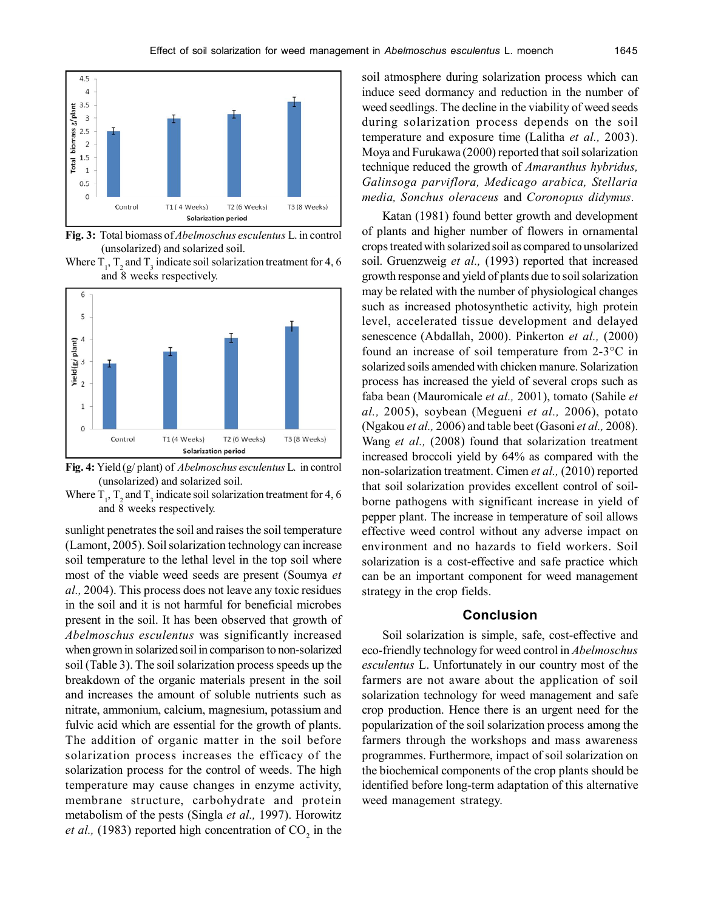Fig. 3: Total biomass of *Abelmoschus esculentus* L. in control (unsolarized) and solarized soil.
Where $T_1$, $T_2$ and $T_3$ indicate soil solarization treatment for 4, 6 and 8 weeks respectively.

Fig. 4: Yield (g/ plant) of *Abelmoschus esculentus* L. in control (unsolarized) and solarized soil.
Where $T_1$, $T_2$ and $T_3$ indicate soil solarization treatment for 4, 6 and 8 weeks respectively.

sunlight penetrates the soil and raises the soil temperature (Lamont, 2005). Soil solarization technology can increase soil temperature to the lethal level in the top soil where most of the viable weed seeds are present (Soumya *et al.,* 2004). This process does not leave any toxic residues in the soil and it is not harmful for beneficial microbes present in the soil. It has been observed that growth of *Abelmoschus esculentus* was significantly increased when grown in solarized soil in comparison to non-solarized soil (Table 3). The soil solarization process speeds up the breakdown of the organic materials present in the soil and increases the amount of soluble nutrients such as nitrate, ammonium, calcium, magnesium, potassium and fulvic acid which are essential for the growth of plants. The addition of organic matter in the soil before solarization process increases the efficacy of the solarization process for the control of weeds. The high temperature may cause changes in enzyme activity, membrane structure, carbohydrate and protein metabolism of the pests (Singla *et al.,* 1997). Horowitz *et al.,* (1983) reported high concentration of $CO_2$ in the soil atmosphere during solarization process which can induce seed dormancy and reduction in the number of weed seedlings. The decline in the viability of weed seeds during solarization process depends on the soil temperature and exposure time (Lalitha *et al.,* 2003). Moya and Furukawa (2000) reported that soil solarization technique reduced the growth of *Amaranthus hybridus, Galinsoga parviflora, Medicago arabica, Stellaria media, Sonchus oleraceus* and *Coronopus didymus.*

Katan (1981) found better growth and development of plants and higher number of flowers in ornamental crops treated with solarized soil as compared to unsolarized soil. Gruenzweig *et al.,* (1993) reported that increased growth response and yield of plants due to soil solarization may be related with the number of physiological changes such as increased photosynthetic activity, high protein level, accelerated tissue development and delayed senescence (Abdallah, 2000). Pinkerton *et al.,* (2000) found an increase of soil temperature from 2-3°C in solarized soils amended with chicken manure. Solarization process has increased the yield of several crops such as faba bean (Mauromicale *et al.,* 2001), tomato (Sahile *et al.,* 2005), soybean (Megueni *et al.,* 2006), potato (Ngakou *et al.,* 2006) and table beet (Gasoni *et al.,* 2008). Wang *et al.,* (2008) found that solarization treatment increased broccoli yield by 64% as compared with the non-solarization treatment. Cimen *et al.,* (2010) reported that soil solarization provides excellent control of soil-borne pathogens with significant increase in yield of pepper plant. The increase in temperature of soil allows effective weed control without any adverse impact on environment and no hazards to field workers. Soil solarization is a cost-effective and safe practice which can be an important component for weed management strategy in the crop fields.

## Conclusion

Soil solarization is simple, safe, cost-effective and eco-friendly technology for weed control in *Abelmoschus esculentus* L. Unfortunately in our country most of the farmers are not aware about the application of soil solarization technology for weed management and safe crop production. Hence there is an urgent need for the popularization of the soil solarization process among the farmers through the workshops and mass awareness programmes. Furthermore, impact of soil solarization on the biochemical components of the crop plants should be identified before long-term adaptation of this alternative weed management strategy.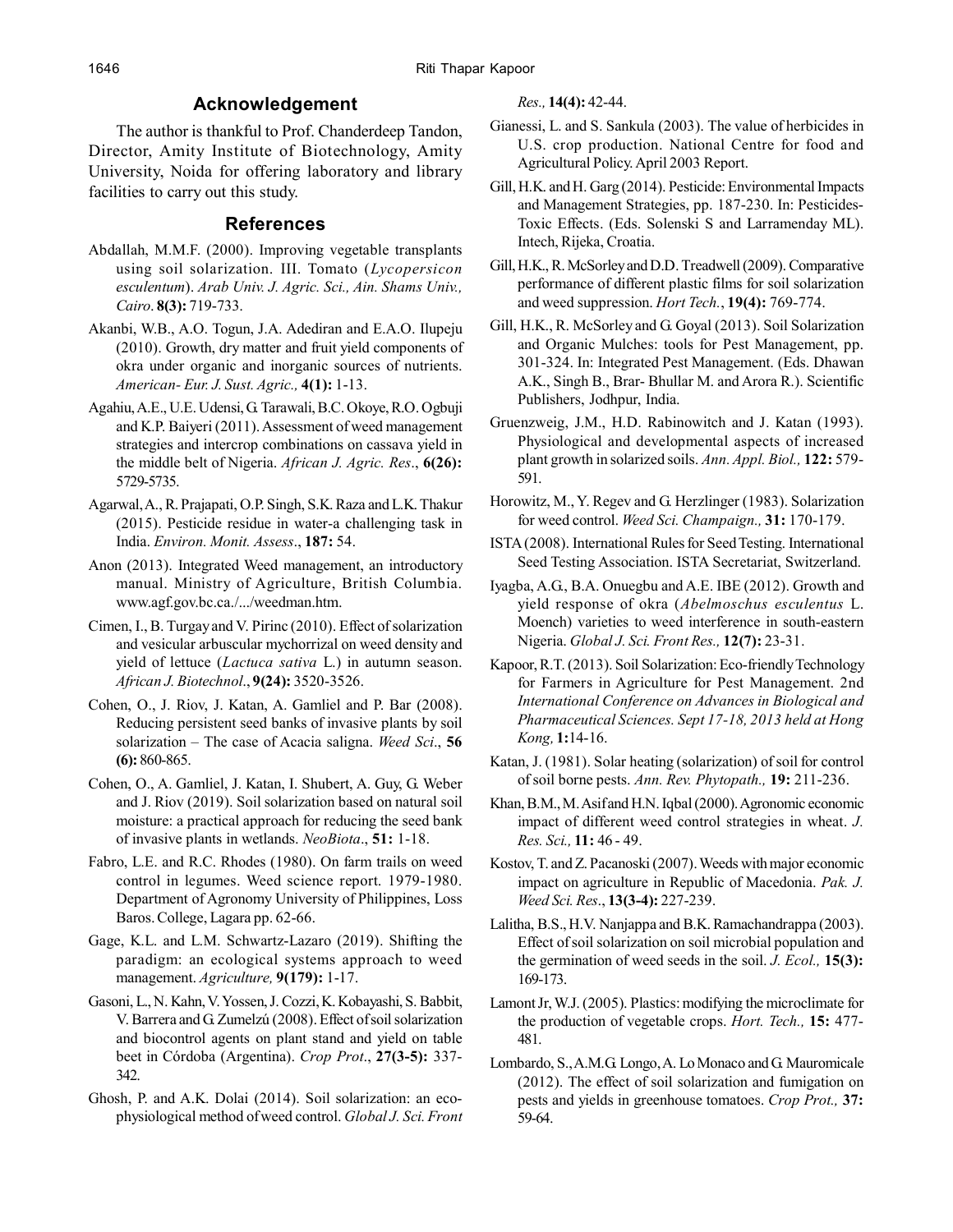## Acknowledgement

The author is thankful to Prof. Chanderdeep Tandon, Director, Amity Institute of Biotechnology, Amity University, Noida for offering laboratory and library facilities to carry out this study.

## References

Abdallah, M.M.F. (2000). Improving vegetable transplants using soil solarization. III. Tomato (*Lycopersicon esculentum*). *Arab Univ. J. Agric. Sci., Ain. Shams Univ., Cairo*. **8(3):** 719-733.

Akanbi, W.B., A.O. Togun, J.A. Adediran and E.A.O. Ilupeju (2010). Growth, dry matter and fruit yield components of okra under organic and inorganic sources of nutrients. *American- Eur. J. Sust. Agric.,* **4(1):** 1-13.

Agahiu, A.E., U.E. Udensi, G. Tarawali, B.C. Okoye, R.O. Ogbuji and K.P. Baiyeri (2011). Assessment of weed management strategies and intercrop combinations on cassava yield in the middle belt of Nigeria. *African J. Agric. Res*., **6(26):** 5729-5735.

Agarwal, A., R. Prajapati, O.P. Singh, S.K. Raza and L.K. Thakur (2015). Pesticide residue in water-a challenging task in India. *Environ. Monit. Assess*., **187:** 54.

Anon (2013). Integrated Weed management, an introductory manual. Ministry of Agriculture, British Columbia. www.agf.gov.bc.ca./.../weedman.htm.

Cimen, I., B. Turgay and V. Pirinc (2010). Effect of solarization and vesicular arbuscular mychorrizal on weed density and yield of lettuce (*Lactuca sativa* L.) in autumn season. *African J. Biotechnol*., **9(24):** 3520-3526.

Cohen, O., J. Riov, J. Katan, A. Gamliel and P. Bar (2008). Reducing persistent seed banks of invasive plants by soil solarization – The case of Acacia saligna. *Weed Sci*., **56 (6):** 860-865.

Cohen, O., A. Gamliel, J. Katan, I. Shubert, A. Guy, G. Weber and J. Riov (2019). Soil solarization based on natural soil moisture: a practical approach for reducing the seed bank of invasive plants in wetlands. *NeoBiota*., **51:** 1-18.

Fabro, L.E. and R.C. Rhodes (1980). On farm trails on weed control in legumes. Weed science report. 1979-1980. Department of Agronomy University of Philippines, Loss Baros. College, Lagara pp. 62-66.

Gage, K.L. and L.M. Schwartz-Lazaro (2019). Shifting the paradigm: an ecological systems approach to weed management. *Agriculture,* **9(179):** 1-17.

Gasoni, L., N. Kahn, V. Yossen, J. Cozzi, K. Kobayashi, S. Babbit, V. Barrera and G. Zumelzú (2008). Effect of soil solarization and biocontrol agents on plant stand and yield on table beet in Córdoba (Argentina). *Crop Prot*., **27(3-5):** 337-342.

Ghosh, P. and A.K. Dolai (2014). Soil solarization: an eco-physiological method of weed control. *Global J. Sci. Front Res.,* **14(4):** 42-44.

Gianessi, L. and S. Sankula (2003). The value of herbicides in U.S. crop production. National Centre for food and Agricultural Policy. April 2003 Report.

Gill, H.K. and H. Garg (2014). Pesticide: Environmental Impacts and Management Strategies, pp. 187-230. In: Pesticides-Toxic Effects. (Eds. Solenski S and Larramenday ML). Intech, Rijeka, Croatia.

Gill, H.K., R. McSorley and D.D. Treadwell (2009). Comparative performance of different plastic films for soil solarization and weed suppression. *Hort Tech.*, **19(4):** 769-774.

Gill, H.K., R. McSorley and G. Goyal (2013). Soil Solarization and Organic Mulches: tools for Pest Management, pp. 301-324. In: Integrated Pest Management. (Eds. Dhawan A.K., Singh B., Brar- Bhullar M. and Arora R.). Scientific Publishers, Jodhpur, India.

Gruenzweig, J.M., H.D. Rabinowitch and J. Katan (1993). Physiological and developmental aspects of increased plant growth in solarized soils. *Ann. Appl. Biol.,* **122:** 579-591.

Horowitz, M., Y. Regev and G. Herzlinger (1983). Solarization for weed control. *Weed Sci. Champaign.,* **31:** 170-179.

ISTA (2008). International Rules for Seed Testing. International Seed Testing Association. ISTA Secretariat, Switzerland.

Iyagba, A.G., B.A. Onuegbu and A.E. IBE (2012). Growth and yield response of okra (*Abelmoschus esculentus* L. Moench) varieties to weed interference in south-eastern Nigeria. *Global J. Sci. Front Res.,* **12(7):** 23-31.

Kapoor, R.T. (2013). Soil Solarization: Eco-friendly Technology for Farmers in Agriculture for Pest Management. 2nd *International Conference on Advances in Biological and Pharmaceutical Sciences. Sept 17-18, 2013 held at Hong Kong,* **1:**14-16.

Katan, J. (1981). Solar heating (solarization) of soil for control of soil borne pests. *Ann. Rev. Phytopath.,* **19:** 211-236.

Khan, B.M., M. Asif and H.N. Iqbal (2000). Agronomic economic impact of different weed control strategies in wheat. *J. Res. Sci.,* **11:** 46 - 49.

Kostov, T. and Z. Pacanoski (2007). Weeds with major economic impact on agriculture in Republic of Macedonia. *Pak. J. Weed Sci. Res*., **13(3-4):** 227-239.

Lalitha, B.S., H.V. Nanjappa and B.K. Ramachandrappa (2003). Effect of soil solarization on soil microbial population and the germination of weed seeds in the soil. *J. Ecol.,* **15(3):** 169-173.

Lamont Jr, W.J. (2005). Plastics: modifying the microclimate for the production of vegetable crops. *Hort. Tech.,* **15:** 477-481.

Lombardo, S., A.M.G. Longo, A. Lo Monaco and G. Mauromicale (2012). The effect of soil solarization and fumigation on pests and yields in greenhouse tomatoes. *Crop Prot.,* **37:** 59-64.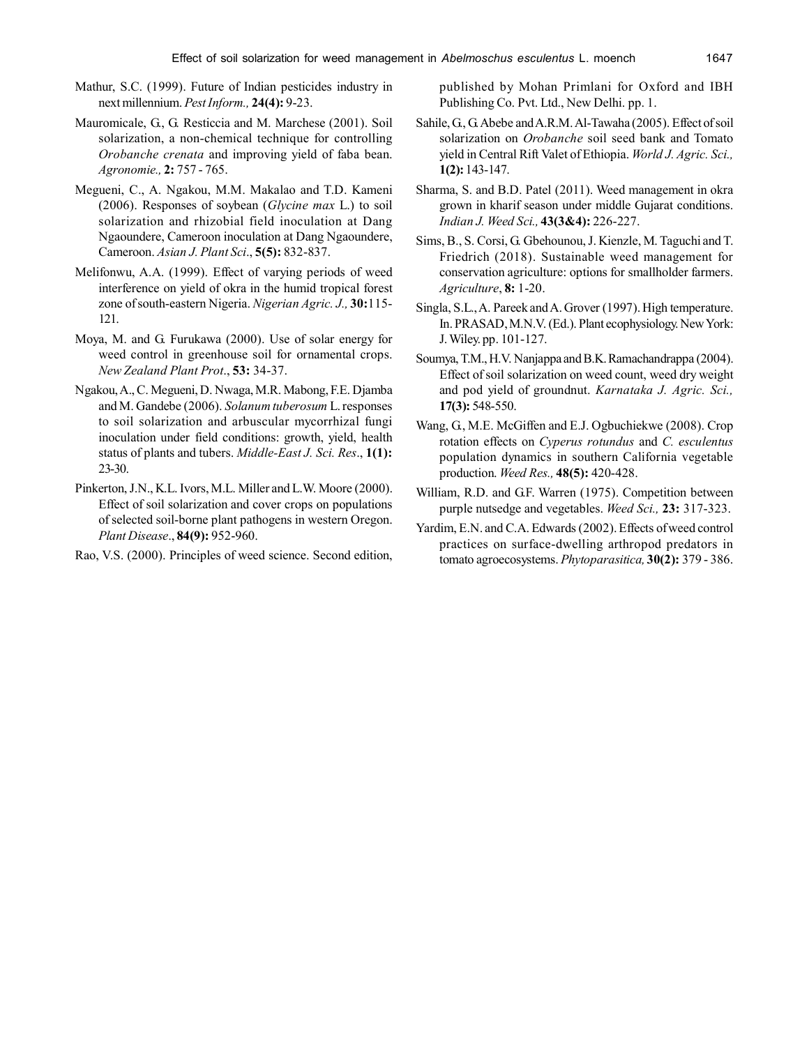Mathur, S.C. (1999). Future of Indian pesticides industry in next millennium. *Pest Inform.,* **24(4):** 9-23.

Mauromicale, G., G. Resticcia and M. Marchese (2001). Soil solarization, a non-chemical technique for controlling *Orobanche crenata* and improving yield of faba bean. *Agronomie.,* **2:** 757 - 765.

Megueni, C., A. Ngakou, M.M. Makalao and T.D. Kameni (2006). Responses of soybean (*Glycine max* L.) to soil solarization and rhizobial field inoculation at Dang Ngaoundere, Cameroon inoculation at Dang Ngaoundere, Cameroon. *Asian J. Plant Sci*., **5(5):** 832-837.

Melifonwu, A.A. (1999). Effect of varying periods of weed interference on yield of okra in the humid tropical forest zone of south-eastern Nigeria. *Nigerian Agric. J.,* **30:**115-121.

Moya, M. and G. Furukawa (2000). Use of solar energy for weed control in greenhouse soil for ornamental crops. *New Zealand Plant Prot*., **53:** 34-37.

Ngakou, A., C. Megueni, D. Nwaga, M.R. Mabong, F.E. Djamba and M. Gandebe (2006). *Solanum tuberosum* L. responses to soil solarization and arbuscular mycorrhizal fungi inoculation under field conditions: growth, yield, health status of plants and tubers. *Middle-East J. Sci. Res*., **1(1):** 23-30.

Pinkerton, J.N., K.L. Ivors, M.L. Miller and L.W. Moore (2000). Effect of soil solarization and cover crops on populations of selected soil-borne plant pathogens in western Oregon. *Plant Disease*., **84(9):** 952-960.

Rao, V.S. (2000). Principles of weed science. Second edition, published by Mohan Primlani for Oxford and IBH Publishing Co. Pvt. Ltd., New Delhi. pp. 1.

Sahile, G., G. Abebe and A.R.M. Al-Tawaha (2005). Effect of soil solarization on *Orobanche* soil seed bank and Tomato yield in Central Rift Valet of Ethiopia. *World J. Agric. Sci.,* **1(2):** 143-147.

Sharma, S. and B.D. Patel (2011). Weed management in okra grown in kharif season under middle Gujarat conditions. *Indian J. Weed Sci.,* **43(3&4):** 226-227.

Sims, B., S. Corsi, G. Gbehounou, J. Kienzle, M. Taguchi and T. Friedrich (2018). Sustainable weed management for conservation agriculture: options for smallholder farmers. *Agriculture*, **8:** 1-20.

Singla, S.L., A. Pareek and A. Grover (1997). High temperature. In. PRASAD, M.N.V. (Ed.). Plant ecophysiology. New York: J. Wiley. pp. 101-127.

Soumya, T.M., H.V. Nanjappa and B.K. Ramachandrappa (2004). Effect of soil solarization on weed count, weed dry weight and pod yield of groundnut. *Karnataka J. Agric. Sci.,* **17(3):** 548-550.

Wang, G., M.E. McGiffen and E.J. Ogbuchiekwe (2008). Crop rotation effects on *Cyperus rotundus* and *C. esculentus* population dynamics in southern California vegetable production. *Weed Res.,* **48(5):** 420-428.

William, R.D. and G.F. Warren (1975). Competition between purple nutsedge and vegetables. *Weed Sci.,* **23:** 317-323.

Yardim, E.N. and C.A. Edwards (2002). Effects of weed control practices on surface-dwelling arthropod predators in tomato agroecosystems. *Phytoparasitica,* **30(2):** 379 - 386.